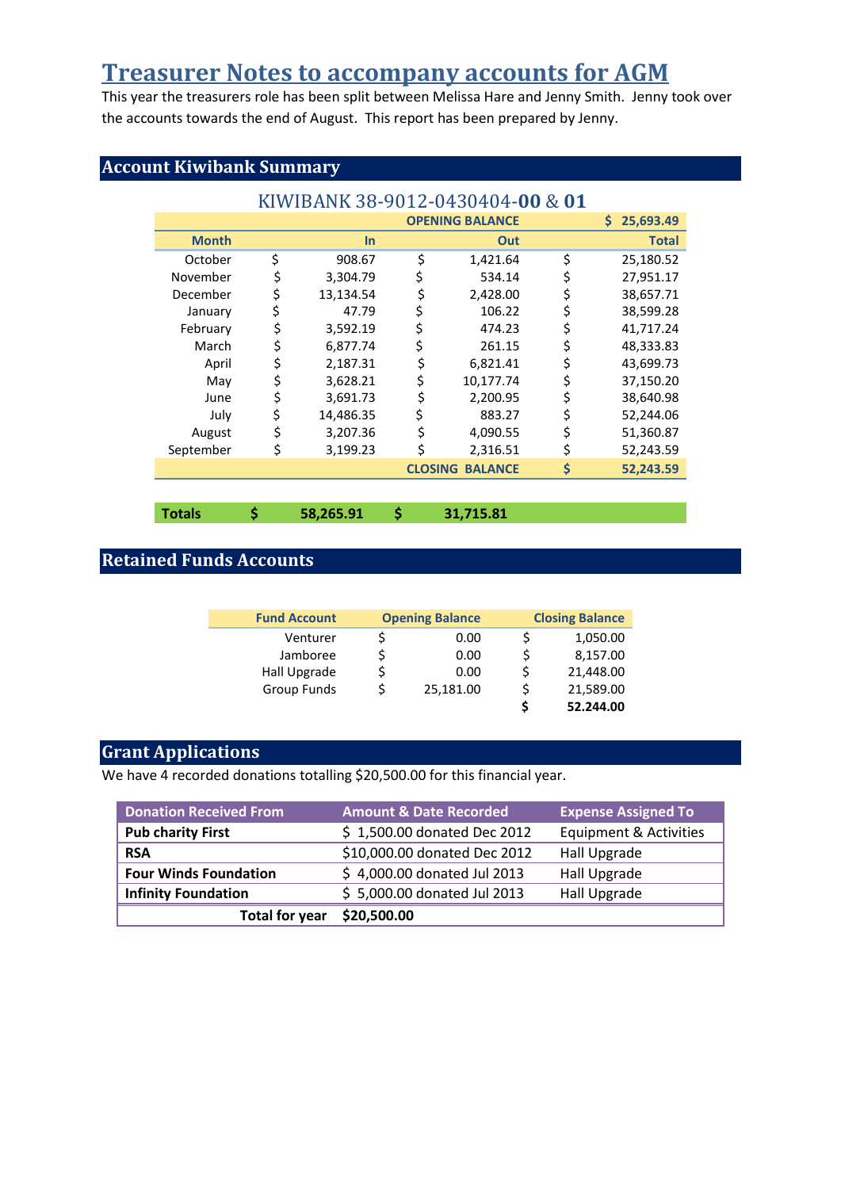# Treasurer Notes to accompany accounts for AGM

This year the treasurers role has been split between Melissa Hare and Jenny Smith. Jenny took over the accounts towards the end of August. This report has been prepared by Jenny.

## Account Kiwibank Summary

### KIWIBANK 38-9012-0430404-**00** & **01**

| Month | In | Out | Total |
|---|---|---|---|
| | | **OPENING BALANCE** | **$ 25,693.49** |
| October | $ 908.67 | $ 1,421.64 | $ 25,180.52 |
| November | $ 3,304.79 | $ 534.14 | $ 27,951.17 |
| December | $ 13,134.54 | $ 2,428.00 | $ 38,657.71 |
| January | $ 47.79 | $ 106.22 | $ 38,599.28 |
| February | $ 3,592.19 | $ 474.23 | $ 41,717.24 |
| March | $ 6,877.74 | $ 261.15 | $ 48,333.83 |
| April | $ 2,187.31 | $ 6,821.41 | $ 43,699.73 |
| May | $ 3,628.21 | $ 10,177.74 | $ 37,150.20 |
| June | $ 3,691.73 | $ 2,200.95 | $ 38,640.98 |
| July | $ 14,486.35 | $ 883.27 | $ 52,244.06 |
| August | $ 3,207.36 | $ 4,090.55 | $ 51,360.87 |
| September | $ 3,199.23 | $ 2,316.51 | $ 52,243.59 |
| | | **CLOSING BALANCE** | **$ 52,243.59** |
| **Totals** | **$ 58,265.91** | **$ 31,715.81** | |

## Retained Funds Accounts

| Fund Account | Opening Balance | Closing Balance |
|---|---|---|
| Venturer | $ 0.00 | $ 1,050.00 |
| Jamboree | $ 0.00 | $ 8,157.00 |
| Hall Upgrade | $ 0.00 | $ 21,448.00 |
| Group Funds | $ 25,181.00 | $ 21,589.00 |
| | | **$ 52.244.00** |

## Grant Applications

We have 4 recorded donations totalling $20,500.00 for this financial year.

| Donation Received From | Amount & Date Recorded | Expense Assigned To |
|---|---|---|
| **Pub charity First** | $ 1,500.00 donated Dec 2012 | Equipment & Activities |
| **RSA** | $10,000.00 donated Dec 2012 | Hall Upgrade |
| **Four Winds Foundation** | $ 4,000.00 donated Jul 2013 | Hall Upgrade |
| **Infinity Foundation** | $ 5,000.00 donated Jul 2013 | Hall Upgrade |
| **Total for year** | **$20,500.00** | |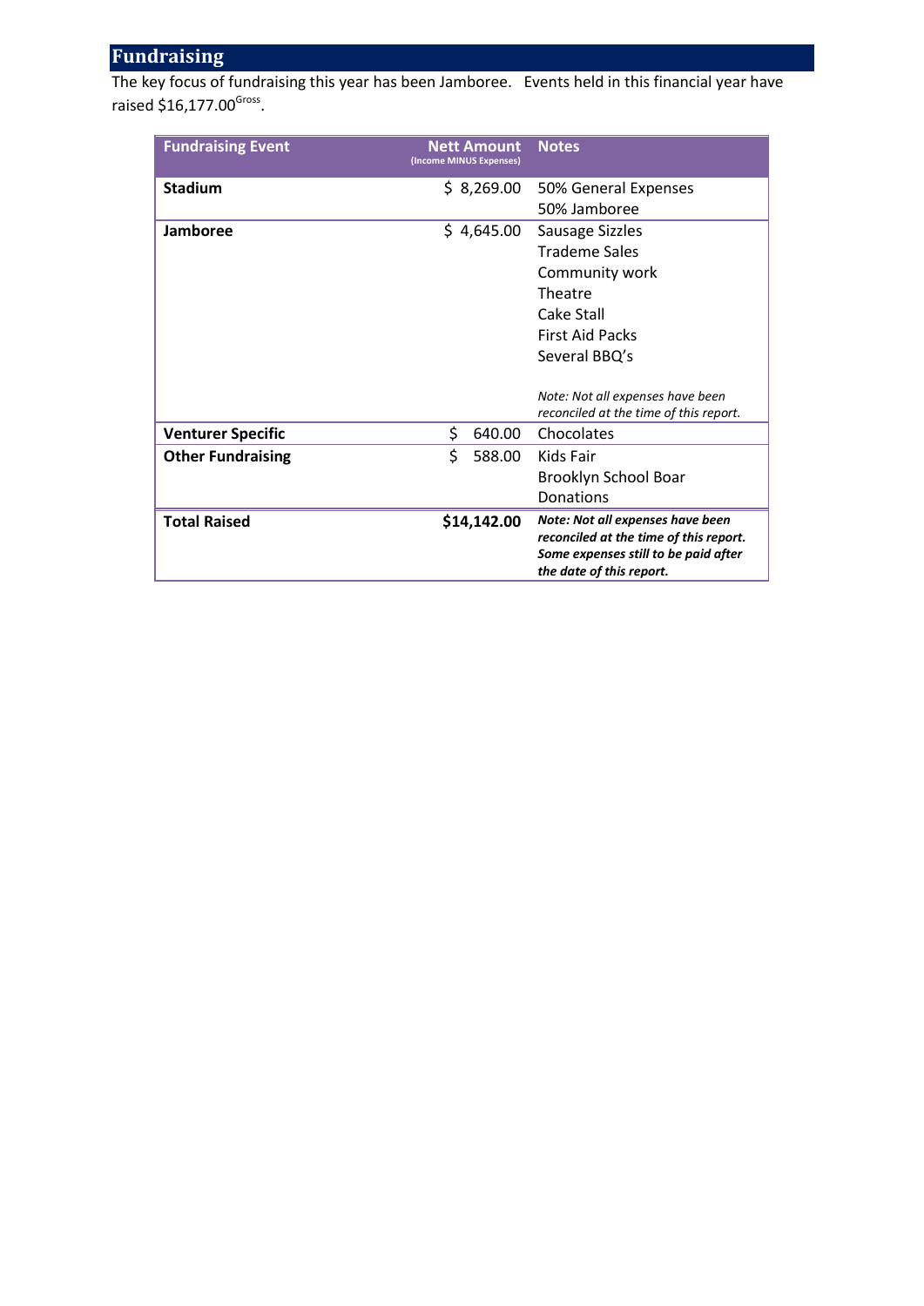## Fundraising

The key focus of fundraising this year has been Jamboree. Events held in this financial year have raised $16,177.00[Gross].

| Fundraising Event | Nett Amount (Income MINUS Expenses) | Notes |
|---|---|---|
| **Stadium** | $ 8,269.00 | 50% General Expenses<br>50% Jamboree |
| **Jamboree** | $ 4,645.00 | Sausage Sizzles<br>Trademe Sales<br>Community work<br>Theatre<br>Cake Stall<br>First Aid Packs<br>Several BBQ's<br><br>*Note: Not all expenses have been reconciled at the time of this report.* |
| **Venturer Specific** | $ 640.00 | Chocolates |
| **Other Fundraising** | $ 588.00 | Kids Fair<br>Brooklyn School Boar<br>Donations |
| **Total Raised** | **$14,142.00** | ***Note: Not all expenses have been reconciled at the time of this report. Some expenses still to be paid after the date of this report.*** |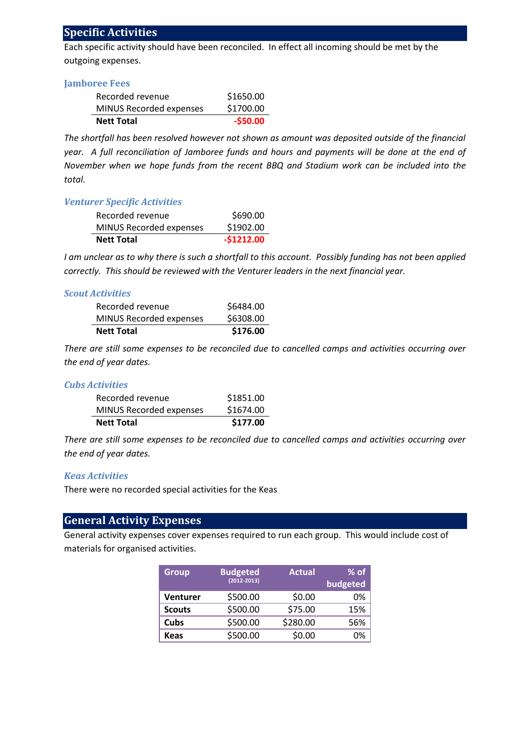## Specific Activities

Each specific activity should have been reconciled. In effect all incoming should be met by the outgoing expenses.

### Jamboree Fees

| | |
|---|---|
| Recorded revenue | $1650.00 |
| MINUS Recorded expenses | $1700.00 |
| **Nett Total** | **-$50.00** |

*The shortfall has been resolved however not shown as amount was deposited outside of the financial year. A full reconciliation of Jamboree funds and hours and payments will be done at the end of November when we hope funds from the recent BBQ and Stadium work can be included into the total.*

### *Venturer Specific Activities*

| | |
|---|---|
| Recorded revenue | $690.00 |
| MINUS Recorded expenses | $1902.00 |
| **Nett Total** | **-$1212.00** |

*I am unclear as to why there is such a shortfall to this account. Possibly funding has not been applied correctly. This should be reviewed with the Venturer leaders in the next financial year.*

### *Scout Activities*

| | |
|---|---|
| Recorded revenue | $6484.00 |
| MINUS Recorded expenses | $6308.00 |
| **Nett Total** | **$176.00** |

*There are still some expenses to be reconciled due to cancelled camps and activities occurring over the end of year dates.*

### *Cubs Activities*

| | |
|---|---|
| Recorded revenue | $1851.00 |
| MINUS Recorded expenses | $1674.00 |
| **Nett Total** | **$177.00** |

*There are still some expenses to be reconciled due to cancelled camps and activities occurring over the end of year dates.*

### *Keas Activities*

There were no recorded special activities for the Keas

## General Activity Expenses

General activity expenses cover expenses required to run each group. This would include cost of materials for organised activities.

| Group | Budgeted (2012-2013) | Actual | % of budgeted |
|---|---|---|---|
| **Venturer** | $500.00 | $0.00 | 0% |
| **Scouts** | $500.00 | $75.00 | 15% |
| **Cubs** | $500.00 | $280.00 | 56% |
| **Keas** | $500.00 | $0.00 | 0% |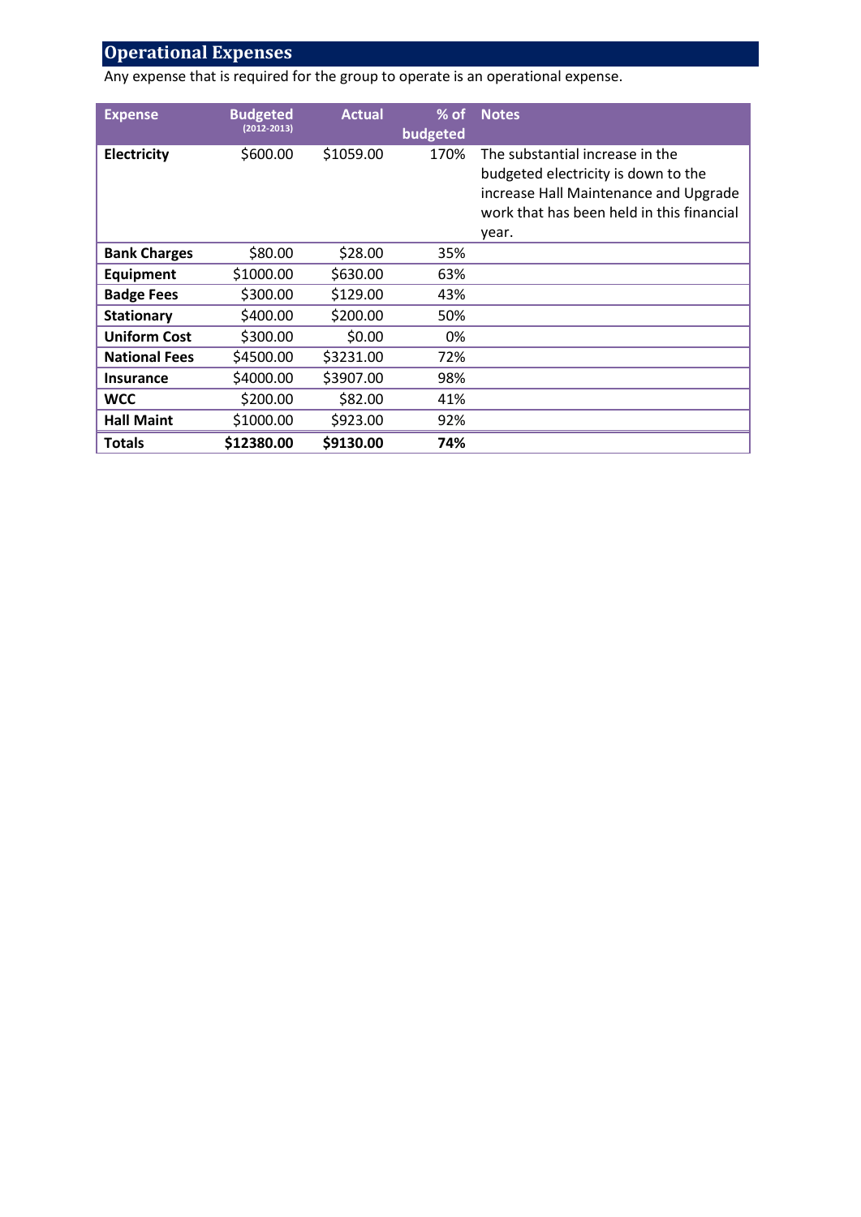## Operational Expenses

Any expense that is required for the group to operate is an operational expense.

| Expense | Budgeted (2012-2013) | Actual | % of budgeted | Notes |
|---|---|---|---|---|
| **Electricity** | $600.00 | $1059.00 | 170% | The substantial increase in the budgeted electricity is down to the increase Hall Maintenance and Upgrade work that has been held in this financial year. |
| **Bank Charges** | $80.00 | $28.00 | 35% | |
| **Equipment** | $1000.00 | $630.00 | 63% | |
| **Badge Fees** | $300.00 | $129.00 | 43% | |
| **Stationary** | $400.00 | $200.00 | 50% | |
| **Uniform Cost** | $300.00 | $0.00 | 0% | |
| **National Fees** | $4500.00 | $3231.00 | 72% | |
| **Insurance** | $4000.00 | $3907.00 | 98% | |
| **WCC** | $200.00 | $82.00 | 41% | |
| **Hall Maint** | $1000.00 | $923.00 | 92% | |
| **Totals** | **$12380.00** | **$9130.00** | **74%** | |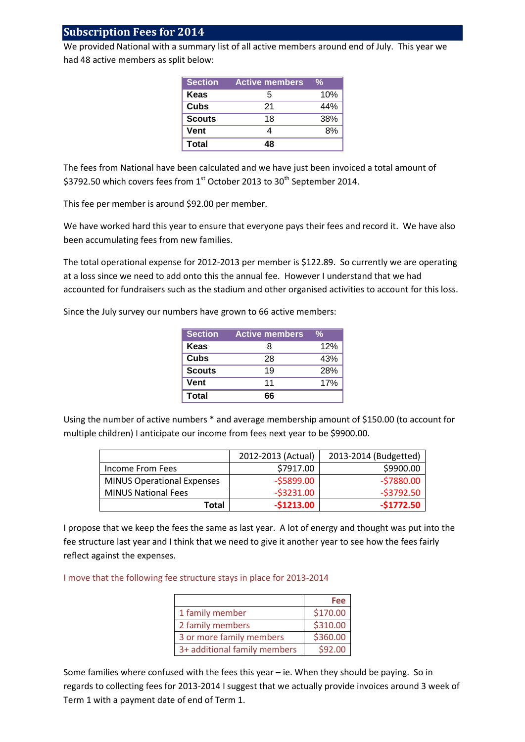## Subscription Fees for 2014

We provided National with a summary list of all active members around end of July. This year we had 48 active members as split below:

| Section | Active members | % |
|---|---|---|
| **Keas** | 5 | 10% |
| **Cubs** | 21 | 44% |
| **Scouts** | 18 | 38% |
| **Vent** | 4 | 8% |
| **Total** | **48** | |

The fees from National have been calculated and we have just been invoiced a total amount of $3792.50 which covers fees from 1st October 2013 to 30th September 2014.

This fee per member is around $92.00 per member.

We have worked hard this year to ensure that everyone pays their fees and record it. We have also been accumulating fees from new families.

The total operational expense for 2012-2013 per member is $122.89. So currently we are operating at a loss since we need to add onto this the annual fee. However I understand that we had accounted for fundraisers such as the stadium and other organised activities to account for this loss.

Since the July survey our numbers have grown to 66 active members:

| Section | Active members | % |
|---|---|---|
| **Keas** | 8 | 12% |
| **Cubs** | 28 | 43% |
| **Scouts** | 19 | 28% |
| **Vent** | 11 | 17% |
| **Total** | **66** | |

Using the number of active numbers * and average membership amount of $150.00 (to account for multiple children) I anticipate our income from fees next year to be $9900.00.

| | 2012-2013 (Actual) | 2013-2014 (Budgetted) |
|---|---|---|
| Income From Fees | $7917.00 | $9900.00 |
| MINUS Operational Expenses | -$5899.00 | -$7880.00 |
| MINUS National Fees | -$3231.00 | -$3792.50 |
| **Total** | **-$1213.00** | **-$1772.50** |

I propose that we keep the fees the same as last year. A lot of energy and thought was put into the fee structure last year and I think that we need to give it another year to see how the fees fairly reflect against the expenses.

I move that the following fee structure stays in place for 2013-2014

| | **Fee** |
|---|---|
| 1 family member | $170.00 |
| 2 family members | $310.00 |
| 3 or more family members | $360.00 |
| 3+ additional family members | $92.00 |

Some families where confused with the fees this year – ie. When they should be paying. So in regards to collecting fees for 2013-2014 I suggest that we actually provide invoices around 3 week of Term 1 with a payment date of end of Term 1.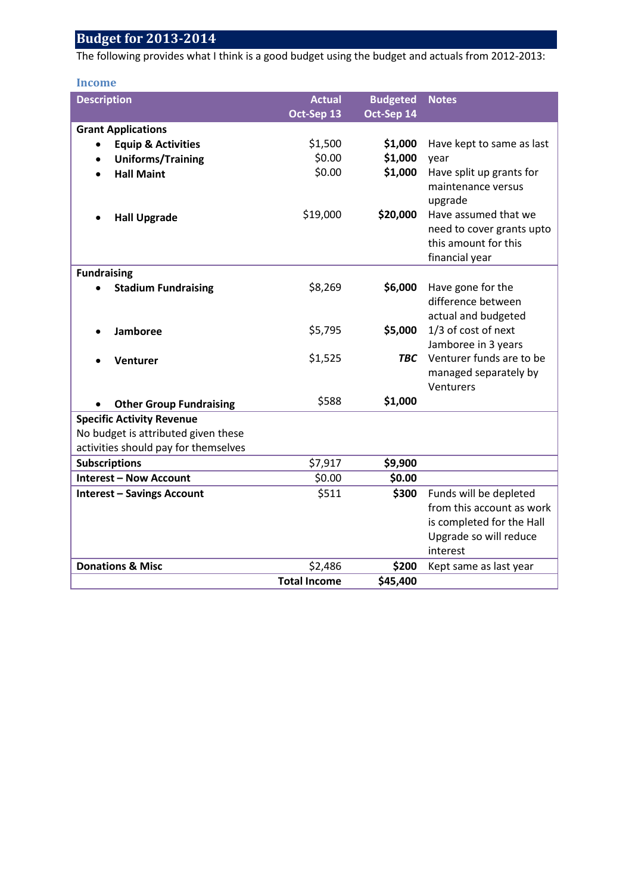## Budget for 2013-2014

The following provides what I think is a good budget using the budget and actuals from 2012-2013:

### Income

| Description | Actual Oct-Sep 13 | Budgeted Oct-Sep 14 | Notes |
|---|---|---|---|
| **Grant Applications** | | | |
| • **Equip & Activities** | $1,500 | **$1,000** | Have kept to same as last year |
| • **Uniforms/Training** | $0.00 | **$1,000** | |
| • **Hall Maint** | $0.00 | **$1,000** | Have split up grants for maintenance versus upgrade |
| • **Hall Upgrade** | $19,000 | **$20,000** | Have assumed that we need to cover grants upto this amount for this financial year |
| **Fundraising** | | | |
| • **Stadium Fundraising** | $8,269 | **$6,000** | Have gone for the difference between actual and budgeted |
| • **Jamboree** | $5,795 | **$5,000** | 1/3 of cost of next Jamboree in 3 years |
| • **Venturer** | $1,525 | ***TBC*** | Venturer funds are to be managed separately by Venturers |
| • **Other Group Fundraising** | $588 | **$1,000** | |
| **Specific Activity Revenue** No budget is attributed given these activities should pay for themselves | | | |
| **Subscriptions** | $7,917 | **$9,900** | |
| **Interest – Now Account** | $0.00 | **$0.00** | |
| **Interest – Savings Account** | $511 | **$300** | Funds will be depleted from this account as work is completed for the Hall Upgrade so will reduce interest |
| **Donations & Misc** | $2,486 | **$200** | Kept same as last year |
| | **Total Income** | **$45,400** | |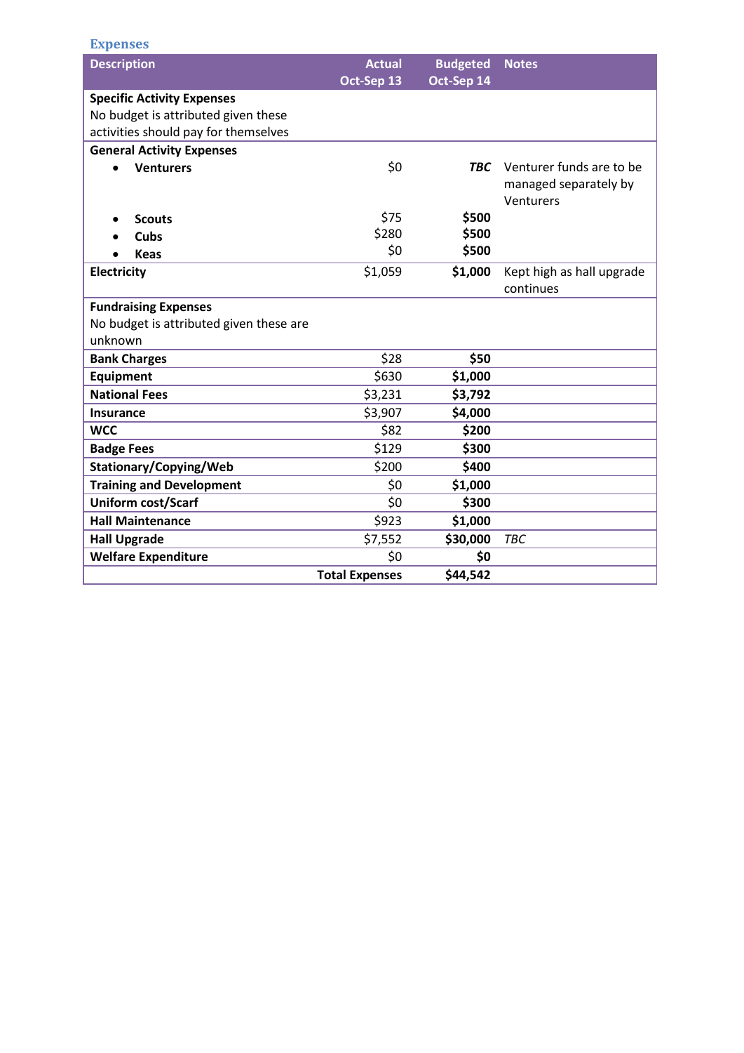## Expenses

| Description | Actual Oct-Sep 13 | Budgeted Oct-Sep 14 | Notes |
|---|---|---|---|
| **Specific Activity Expenses** No budget is attributed given these activities should pay for themselves | | | |
| **General Activity Expenses** | | | |
| • **Venturers** | $0 | ***TBC*** | Venturer funds are to be managed separately by Venturers |
| • **Scouts** | $75 | **$500** | |
| • **Cubs** | $280 | **$500** | |
| • **Keas** | $0 | **$500** | |
| **Electricity** | $1,059 | **$1,000** | Kept high as hall upgrade continues |
| **Fundraising Expenses** No budget is attributed given these are unknown | | | |
| **Bank Charges** | $28 | **$50** | |
| **Equipment** | $630 | **$1,000** | |
| **National Fees** | $3,231 | **$3,792** | |
| **Insurance** | $3,907 | **$4,000** | |
| **WCC** | $82 | **$200** | |
| **Badge Fees** | $129 | **$300** | |
| **Stationary/Copying/Web** | $200 | **$400** | |
| **Training and Development** | $0 | **$1,000** | |
| **Uniform cost/Scarf** | $0 | **$300** | |
| **Hall Maintenance** | $923 | **$1,000** | |
| **Hall Upgrade** | $7,552 | **$30,000** | *TBC* |
| **Welfare Expenditure** | $0 | **$0** | |
| | **Total Expenses** | **$44,542** | |